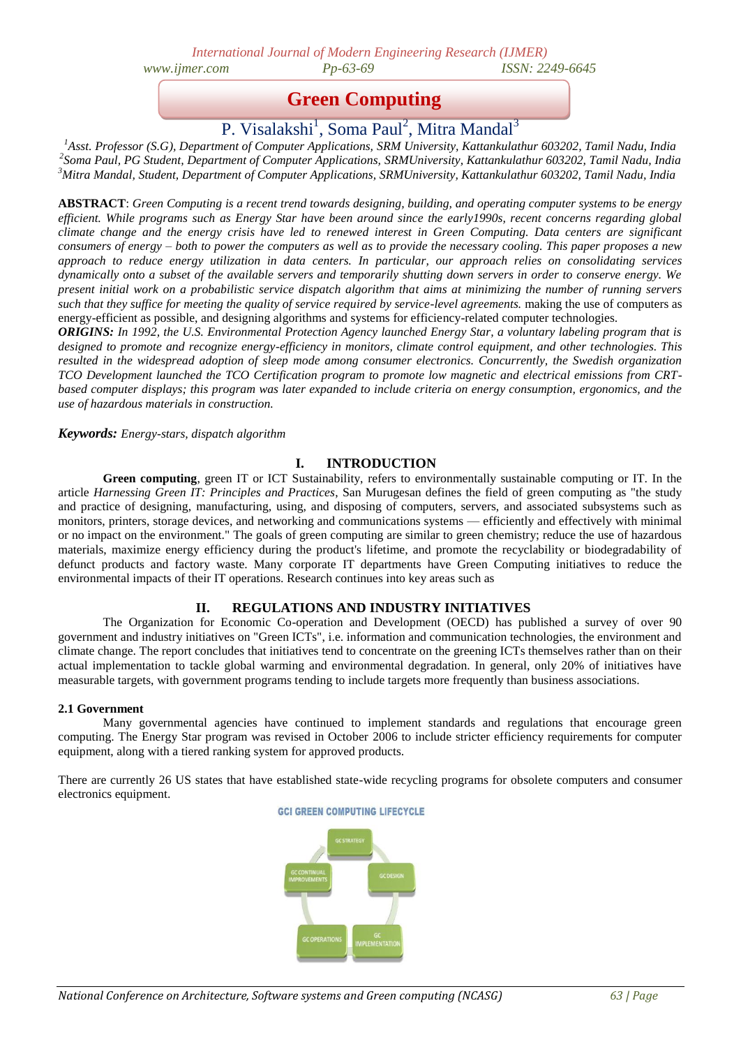# Green Computing

P. Visalakshi[1], Soma Paul[2], Mitra Mandal[3]

[1]Asst. Professor (S.G), Department of Computer Applications, SRM University, Kattankulathur 603202, Tamil Nadu, India
[2]Soma Paul, PG Student, Department of Computer Applications, SRMUniversity, Kattankulathur 603202, Tamil Nadu, India
[3]Mitra Mandal, Student, Department of Computer Applications, SRMUniversity, Kattankulathur 603202, Tamil Nadu, India

**ABSTRACT**: *Green Computing is a recent trend towards designing, building, and operating computer systems to be energy efficient. While programs such as Energy Star have been around since the early1990s, recent concerns regarding global climate change and the energy crisis have led to renewed interest in Green Computing. Data centers are significant consumers of energy – both to power the computers as well as to provide the necessary cooling. This paper proposes a new approach to reduce energy utilization in data centers. In particular, our approach relies on consolidating services dynamically onto a subset of the available servers and temporarily shutting down servers in order to conserve energy. We present initial work on a probabilistic service dispatch algorithm that aims at minimizing the number of running servers such that they suffice for meeting the quality of service required by service-level agreements.* making the use of computers as energy-efficient as possible, and designing algorithms and systems for efficiency-related computer technologies.

***ORIGINS:*** *In 1992, the U.S. Environmental Protection Agency launched Energy Star, a voluntary labeling program that is designed to promote and recognize energy-efficiency in monitors, climate control equipment, and other technologies. This resulted in the widespread adoption of sleep mode among consumer electronics. Concurrently, the Swedish organization TCO Development launched the TCO Certification program to promote low magnetic and electrical emissions from CRT-based computer displays; this program was later expanded to include criteria on energy consumption, ergonomics, and the use of hazardous materials in construction.*

***Keywords:*** *Energy-stars, dispatch algorithm*

## I. INTRODUCTION

**Green computing**, green IT or ICT Sustainability, refers to environmentally sustainable computing or IT. In the article *Harnessing Green IT: Principles and Practices*, San Murugesan defines the field of green computing as "the study and practice of designing, manufacturing, using, and disposing of computers, servers, and associated subsystems such as monitors, printers, storage devices, and networking and communications systems — efficiently and effectively with minimal or no impact on the environment." The goals of green computing are similar to green chemistry; reduce the use of hazardous materials, maximize energy efficiency during the product's lifetime, and promote the recyclability or biodegradability of defunct products and factory waste. Many corporate IT departments have Green Computing initiatives to reduce the environmental impacts of their IT operations. Research continues into key areas such as

## II. REGULATIONS AND INDUSTRY INITIATIVES

The Organization for Economic Co-operation and Development (OECD) has published a survey of over 90 government and industry initiatives on "Green ICTs", i.e. information and communication technologies, the environment and climate change. The report concludes that initiatives tend to concentrate on the greening ICTs themselves rather than on their actual implementation to tackle global warming and environmental degradation. In general, only 20% of initiatives have measurable targets, with government programs tending to include targets more frequently than business associations.

### 2.1 Government

Many governmental agencies have continued to implement standards and regulations that encourage green computing. The Energy Star program was revised in October 2006 to include stricter efficiency requirements for computer equipment, along with a tiered ranking system for approved products.

There are currently 26 US states that have established state-wide recycling programs for obsolete computers and consumer electronics equipment.

GCI GREEN COMPUTING LIFECYCLE

GC STRATEGY → GC DESIGN → GC IMPLEMENTATION → GC OPERATIONS → GC CONTINUAL IMPROVEMENTS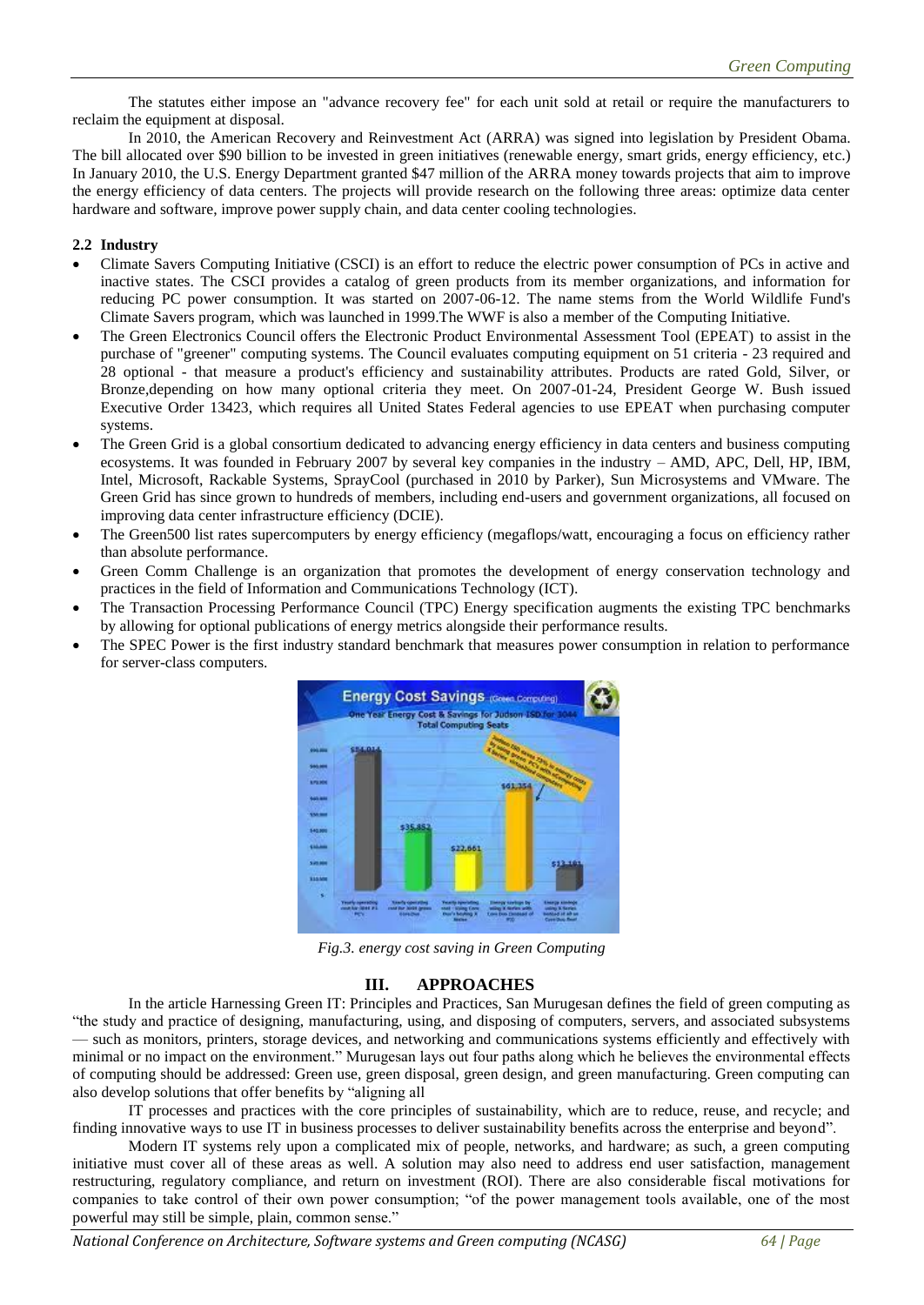The statutes either impose an "advance recovery fee" for each unit sold at retail or require the manufacturers to reclaim the equipment at disposal.

In 2010, the American Recovery and Reinvestment Act (ARRA) was signed into legislation by President Obama. The bill allocated over $90 billion to be invested in green initiatives (renewable energy, smart grids, energy efficiency, etc.) In January 2010, the U.S. Energy Department granted $47 million of the ARRA money towards projects that aim to improve the energy efficiency of data centers. The projects will provide research on the following three areas: optimize data center hardware and software, improve power supply chain, and data center cooling technologies.

### 2.2 Industry

- Climate Savers Computing Initiative (CSCI) is an effort to reduce the electric power consumption of PCs in active and inactive states. The CSCI provides a catalog of green products from its member organizations, and information for reducing PC power consumption. It was started on 2007-06-12. The name stems from the World Wildlife Fund's Climate Savers program, which was launched in 1999.The WWF is also a member of the Computing Initiative.
- The Green Electronics Council offers the Electronic Product Environmental Assessment Tool (EPEAT) to assist in the purchase of "greener" computing systems. The Council evaluates computing equipment on 51 criteria - 23 required and 28 optional - that measure a product's efficiency and sustainability attributes. Products are rated Gold, Silver, or Bronze,depending on how many optional criteria they meet. On 2007-01-24, President George W. Bush issued Executive Order 13423, which requires all United States Federal agencies to use EPEAT when purchasing computer systems.
- The Green Grid is a global consortium dedicated to advancing energy efficiency in data centers and business computing ecosystems. It was founded in February 2007 by several key companies in the industry – AMD, APC, Dell, HP, IBM, Intel, Microsoft, Rackable Systems, SprayCool (purchased in 2010 by Parker), Sun Microsystems and VMware. The Green Grid has since grown to hundreds of members, including end-users and government organizations, all focused on improving data center infrastructure efficiency (DCIE).
- The Green500 list rates supercomputers by energy efficiency (megaflops/watt, encouraging a focus on efficiency rather than absolute performance.
- Green Comm Challenge is an organization that promotes the development of energy conservation technology and practices in the field of Information and Communications Technology (ICT).
- The Transaction Processing Performance Council (TPC) Energy specification augments the existing TPC benchmarks by allowing for optional publications of energy metrics alongside their performance results.
- The SPEC Power is the first industry standard benchmark that measures power consumption in relation to performance for server-class computers.

*Fig.3. energy cost saving in Green Computing*

## III. APPROACHES

In the article Harnessing Green IT: Principles and Practices, San Murugesan defines the field of green computing as "the study and practice of designing, manufacturing, using, and disposing of computers, servers, and associated subsystems — such as monitors, printers, storage devices, and networking and communications systems efficiently and effectively with minimal or no impact on the environment." Murugesan lays out four paths along which he believes the environmental effects of computing should be addressed: Green use, green disposal, green design, and green manufacturing. Green computing can also develop solutions that offer benefits by "aligning all

IT processes and practices with the core principles of sustainability, which are to reduce, reuse, and recycle; and finding innovative ways to use IT in business processes to deliver sustainability benefits across the enterprise and beyond".

Modern IT systems rely upon a complicated mix of people, networks, and hardware; as such, a green computing initiative must cover all of these areas as well. A solution may also need to address end user satisfaction, management restructuring, regulatory compliance, and return on investment (ROI). There are also considerable fiscal motivations for companies to take control of their own power consumption; "of the power management tools available, one of the most powerful may still be simple, plain, common sense."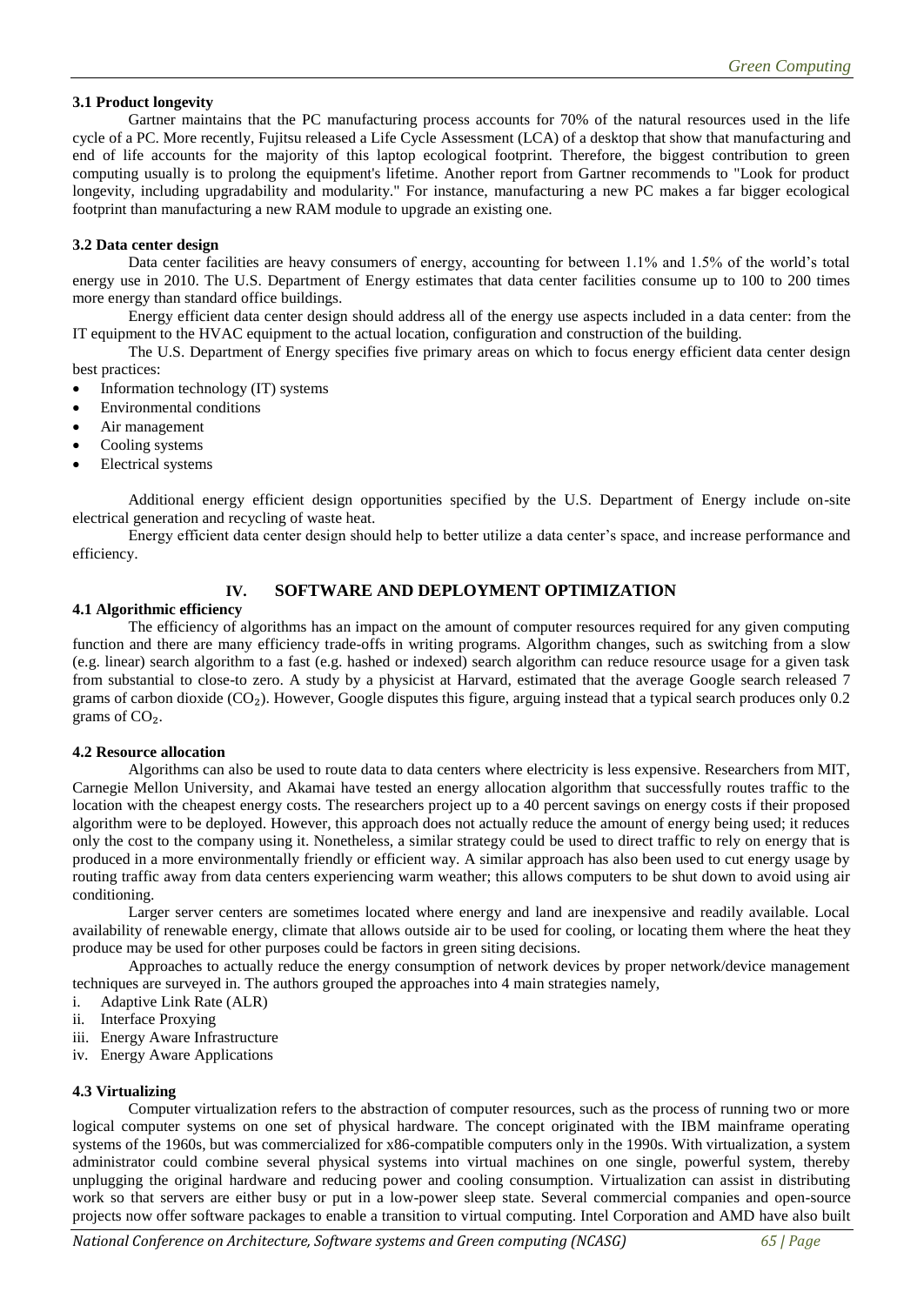### 3.1 Product longevity

Gartner maintains that the PC manufacturing process accounts for 70% of the natural resources used in the life cycle of a PC. More recently, Fujitsu released a Life Cycle Assessment (LCA) of a desktop that show that manufacturing and end of life accounts for the majority of this laptop ecological footprint. Therefore, the biggest contribution to green computing usually is to prolong the equipment's lifetime. Another report from Gartner recommends to "Look for product longevity, including upgradability and modularity." For instance, manufacturing a new PC makes a far bigger ecological footprint than manufacturing a new RAM module to upgrade an existing one.

### 3.2 Data center design

Data center facilities are heavy consumers of energy, accounting for between 1.1% and 1.5% of the world's total energy use in 2010. The U.S. Department of Energy estimates that data center facilities consume up to 100 to 200 times more energy than standard office buildings.

Energy efficient data center design should address all of the energy use aspects included in a data center: from the IT equipment to the HVAC equipment to the actual location, configuration and construction of the building.

The U.S. Department of Energy specifies five primary areas on which to focus energy efficient data center design best practices:

- Information technology (IT) systems
- Environmental conditions
- Air management
- Cooling systems
- Electrical systems

Additional energy efficient design opportunities specified by the U.S. Department of Energy include on-site electrical generation and recycling of waste heat.

Energy efficient data center design should help to better utilize a data center's space, and increase performance and efficiency.

## IV. SOFTWARE AND DEPLOYMENT OPTIMIZATION

### 4.1 Algorithmic efficiency

The efficiency of algorithms has an impact on the amount of computer resources required for any given computing function and there are many efficiency trade-offs in writing programs. Algorithm changes, such as switching from a slow (e.g. linear) search algorithm to a fast (e.g. hashed or indexed) search algorithm can reduce resource usage for a given task from substantial to close-to zero. A study by a physicist at Harvard, estimated that the average Google search released 7 grams of carbon dioxide ($CO_2$). However, Google disputes this figure, arguing instead that a typical search produces only 0.2 grams of $CO_2$.

### 4.2 Resource allocation

Algorithms can also be used to route data to data centers where electricity is less expensive. Researchers from MIT, Carnegie Mellon University, and Akamai have tested an energy allocation algorithm that successfully routes traffic to the location with the cheapest energy costs. The researchers project up to a 40 percent savings on energy costs if their proposed algorithm were to be deployed. However, this approach does not actually reduce the amount of energy being used; it reduces only the cost to the company using it. Nonetheless, a similar strategy could be used to direct traffic to rely on energy that is produced in a more environmentally friendly or efficient way. A similar approach has also been used to cut energy usage by routing traffic away from data centers experiencing warm weather; this allows computers to be shut down to avoid using air conditioning.

Larger server centers are sometimes located where energy and land are inexpensive and readily available. Local availability of renewable energy, climate that allows outside air to be used for cooling, or locating them where the heat they produce may be used for other purposes could be factors in green siting decisions.

Approaches to actually reduce the energy consumption of network devices by proper network/device management techniques are surveyed in. The authors grouped the approaches into 4 main strategies namely,

i. Adaptive Link Rate (ALR)
ii. Interface Proxying
iii. Energy Aware Infrastructure
iv. Energy Aware Applications

### 4.3 Virtualizing

Computer virtualization refers to the abstraction of computer resources, such as the process of running two or more logical computer systems on one set of physical hardware. The concept originated with the IBM mainframe operating systems of the 1960s, but was commercialized for x86-compatible computers only in the 1990s. With virtualization, a system administrator could combine several physical systems into virtual machines on one single, powerful system, thereby unplugging the original hardware and reducing power and cooling consumption. Virtualization can assist in distributing work so that servers are either busy or put in a low-power sleep state. Several commercial companies and open-source projects now offer software packages to enable a transition to virtual computing. Intel Corporation and AMD have also built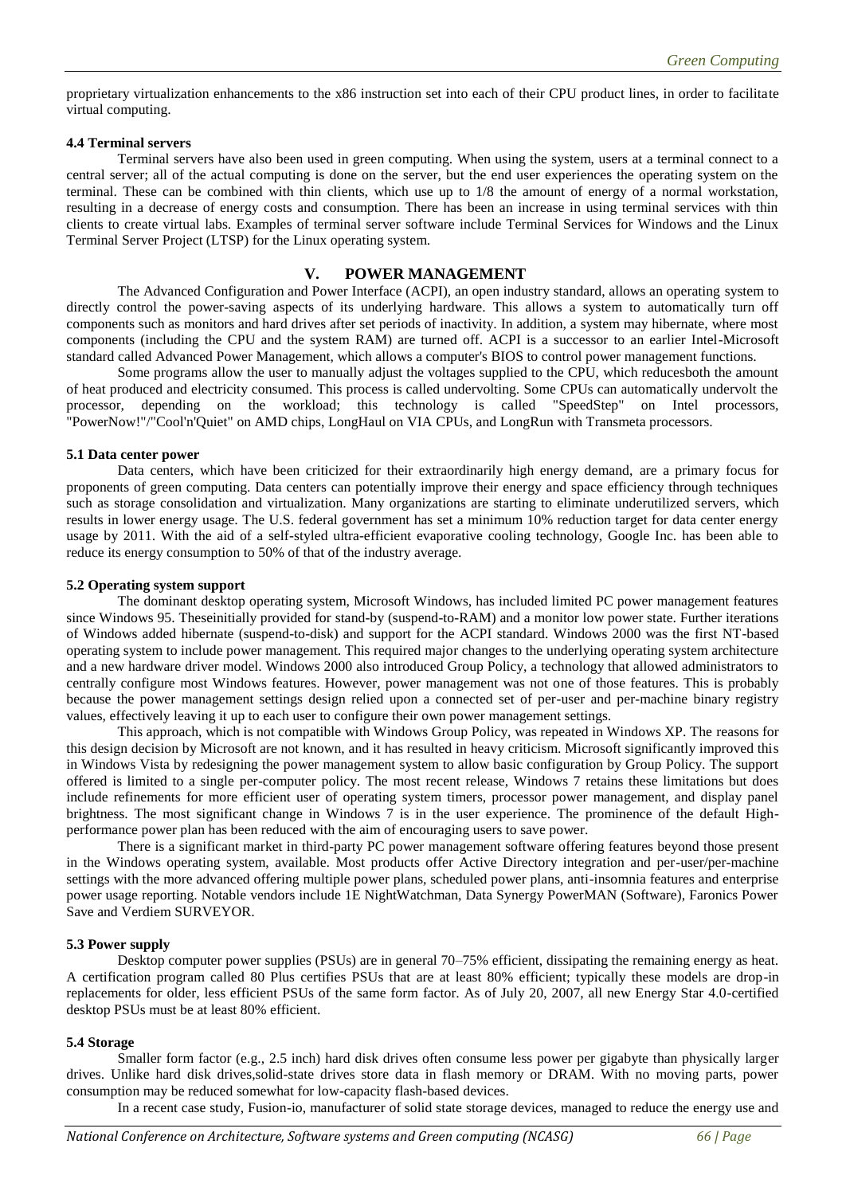proprietary virtualization enhancements to the x86 instruction set into each of their CPU product lines, in order to facilitate virtual computing.

### 4.4 Terminal servers

Terminal servers have also been used in green computing. When using the system, users at a terminal connect to a central server; all of the actual computing is done on the server, but the end user experiences the operating system on the terminal. These can be combined with thin clients, which use up to 1/8 the amount of energy of a normal workstation, resulting in a decrease of energy costs and consumption. There has been an increase in using terminal services with thin clients to create virtual labs. Examples of terminal server software include Terminal Services for Windows and the Linux Terminal Server Project (LTSP) for the Linux operating system.

## V. POWER MANAGEMENT

The Advanced Configuration and Power Interface (ACPI), an open industry standard, allows an operating system to directly control the power-saving aspects of its underlying hardware. This allows a system to automatically turn off components such as monitors and hard drives after set periods of inactivity. In addition, a system may hibernate, where most components (including the CPU and the system RAM) are turned off. ACPI is a successor to an earlier Intel-Microsoft standard called Advanced Power Management, which allows a computer's BIOS to control power management functions.

Some programs allow the user to manually adjust the voltages supplied to the CPU, which reducesboth the amount of heat produced and electricity consumed. This process is called undervolting. Some CPUs can automatically undervolt the processor, depending on the workload; this technology is called "SpeedStep" on Intel processors, "PowerNow!"/"Cool'n'Quiet" on AMD chips, LongHaul on VIA CPUs, and LongRun with Transmeta processors.

### 5.1 Data center power

Data centers, which have been criticized for their extraordinarily high energy demand, are a primary focus for proponents of green computing. Data centers can potentially improve their energy and space efficiency through techniques such as storage consolidation and virtualization. Many organizations are starting to eliminate underutilized servers, which results in lower energy usage. The U.S. federal government has set a minimum 10% reduction target for data center energy usage by 2011. With the aid of a self-styled ultra-efficient evaporative cooling technology, Google Inc. has been able to reduce its energy consumption to 50% of that of the industry average.

### 5.2 Operating system support

The dominant desktop operating system, Microsoft Windows, has included limited PC power management features since Windows 95. Theseinitially provided for stand-by (suspend-to-RAM) and a monitor low power state. Further iterations of Windows added hibernate (suspend-to-disk) and support for the ACPI standard. Windows 2000 was the first NT-based operating system to include power management. This required major changes to the underlying operating system architecture and a new hardware driver model. Windows 2000 also introduced Group Policy, a technology that allowed administrators to centrally configure most Windows features. However, power management was not one of those features. This is probably because the power management settings design relied upon a connected set of per-user and per-machine binary registry values, effectively leaving it up to each user to configure their own power management settings.

This approach, which is not compatible with Windows Group Policy, was repeated in Windows XP. The reasons for this design decision by Microsoft are not known, and it has resulted in heavy criticism. Microsoft significantly improved this in Windows Vista by redesigning the power management system to allow basic configuration by Group Policy. The support offered is limited to a single per-computer policy. The most recent release, Windows 7 retains these limitations but does include refinements for more efficient user of operating system timers, processor power management, and display panel brightness. The most significant change in Windows 7 is in the user experience. The prominence of the default High-performance power plan has been reduced with the aim of encouraging users to save power.

There is a significant market in third-party PC power management software offering features beyond those present in the Windows operating system, available. Most products offer Active Directory integration and per-user/per-machine settings with the more advanced offering multiple power plans, scheduled power plans, anti-insomnia features and enterprise power usage reporting. Notable vendors include 1E NightWatchman, Data Synergy PowerMAN (Software), Faronics Power Save and Verdiem SURVEYOR.

### 5.3 Power supply

Desktop computer power supplies (PSUs) are in general 70–75% efficient, dissipating the remaining energy as heat. A certification program called 80 Plus certifies PSUs that are at least 80% efficient; typically these models are drop-in replacements for older, less efficient PSUs of the same form factor. As of July 20, 2007, all new Energy Star 4.0-certified desktop PSUs must be at least 80% efficient.

### 5.4 Storage

Smaller form factor (e.g., 2.5 inch) hard disk drives often consume less power per gigabyte than physically larger drives. Unlike hard disk drives,solid-state drives store data in flash memory or DRAM. With no moving parts, power consumption may be reduced somewhat for low-capacity flash-based devices.

In a recent case study, Fusion-io, manufacturer of solid state storage devices, managed to reduce the energy use and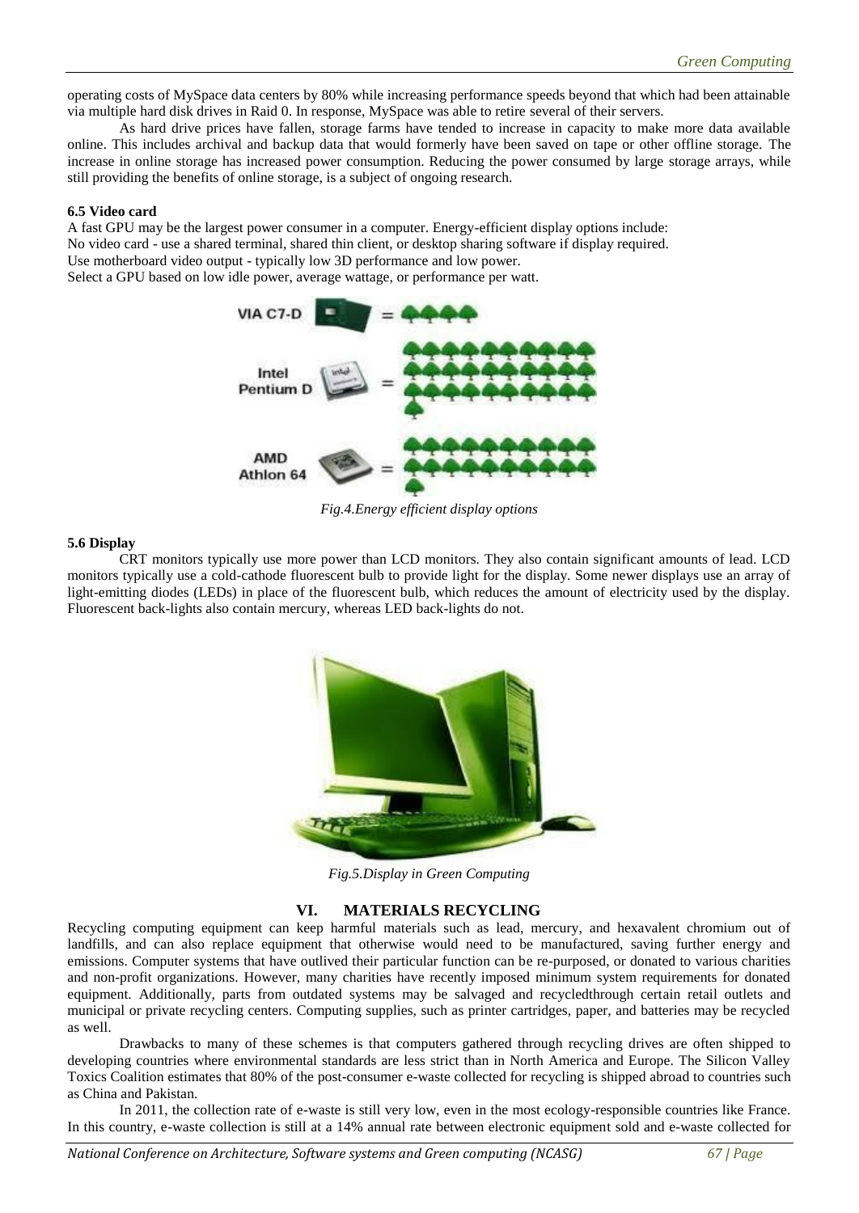operating costs of MySpace data centers by 80% while increasing performance speeds beyond that which had been attainable via multiple hard disk drives in Raid 0. In response, MySpace was able to retire several of their servers.

As hard drive prices have fallen, storage farms have tended to increase in capacity to make more data available online. This includes archival and backup data that would formerly have been saved on tape or other offline storage. The increase in online storage has increased power consumption. Reducing the power consumed by large storage arrays, while still providing the benefits of online storage, is a subject of ongoing research.

#### 6.5 Video card

A fast GPU may be the largest power consumer in a computer. Energy-efficient display options include:
No video card - use a shared terminal, shared thin client, or desktop sharing software if display required.
Use motherboard video output - typically low 3D performance and low power.
Select a GPU based on low idle power, average wattage, or performance per watt.

*Fig.4.Energy efficient display options*

#### 5.6 Display

CRT monitors typically use more power than LCD monitors. They also contain significant amounts of lead. LCD monitors typically use a cold-cathode fluorescent bulb to provide light for the display. Some newer displays use an array of light-emitting diodes (LEDs) in place of the fluorescent bulb, which reduces the amount of electricity used by the display. Fluorescent back-lights also contain mercury, whereas LED back-lights do not.

*Fig.5.Display in Green Computing*

## VI. MATERIALS RECYCLING

Recycling computing equipment can keep harmful materials such as lead, mercury, and hexavalent chromium out of landfills, and can also replace equipment that otherwise would need to be manufactured, saving further energy and emissions. Computer systems that have outlived their particular function can be re-purposed, or donated to various charities and non-profit organizations. However, many charities have recently imposed minimum system requirements for donated equipment. Additionally, parts from outdated systems may be salvaged and recycledthrough certain retail outlets and municipal or private recycling centers. Computing supplies, such as printer cartridges, paper, and batteries may be recycled as well.

Drawbacks to many of these schemes is that computers gathered through recycling drives are often shipped to developing countries where environmental standards are less strict than in North America and Europe. The Silicon Valley Toxics Coalition estimates that 80% of the post-consumer e-waste collected for recycling is shipped abroad to countries such as China and Pakistan.

In 2011, the collection rate of e-waste is still very low, even in the most ecology-responsible countries like France. In this country, e-waste collection is still at a 14% annual rate between electronic equipment sold and e-waste collected for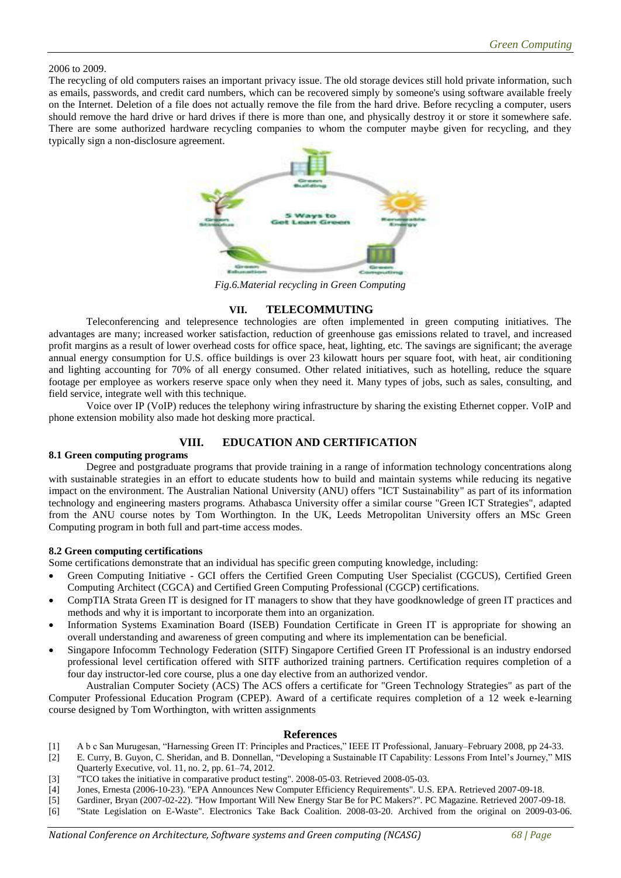2006 to 2009.

The recycling of old computers raises an important privacy issue. The old storage devices still hold private information, such as emails, passwords, and credit card numbers, which can be recovered simply by someone's using software available freely on the Internet. Deletion of a file does not actually remove the file from the hard drive. Before recycling a computer, users should remove the hard drive or hard drives if there is more than one, and physically destroy it or store it somewhere safe. There are some authorized hardware recycling companies to whom the computer maybe given for recycling, and they typically sign a non-disclosure agreement.

*Fig.6.Material recycling in Green Computing*

## VII. TELECOMMUTING

Teleconferencing and telepresence technologies are often implemented in green computing initiatives. The advantages are many; increased worker satisfaction, reduction of greenhouse gas emissions related to travel, and increased profit margins as a result of lower overhead costs for office space, heat, lighting, etc. The savings are significant; the average annual energy consumption for U.S. office buildings is over 23 kilowatt hours per square foot, with heat, air conditioning and lighting accounting for 70% of all energy consumed. Other related initiatives, such as hotelling, reduce the square footage per employee as workers reserve space only when they need it. Many types of jobs, such as sales, consulting, and field service, integrate well with this technique.

Voice over IP (VoIP) reduces the telephony wiring infrastructure by sharing the existing Ethernet copper. VoIP and phone extension mobility also made hot desking more practical.

## VIII. EDUCATION AND CERTIFICATION

### 8.1 Green computing programs

Degree and postgraduate programs that provide training in a range of information technology concentrations along with sustainable strategies in an effort to educate students how to build and maintain systems while reducing its negative impact on the environment. The Australian National University (ANU) offers "ICT Sustainability" as part of its information technology and engineering masters programs. Athabasca University offer a similar course "Green ICT Strategies", adapted from the ANU course notes by Tom Worthington. In the UK, Leeds Metropolitan University offers an MSc Green Computing program in both full and part-time access modes.

### 8.2 Green computing certifications

Some certifications demonstrate that an individual has specific green computing knowledge, including:

- Green Computing Initiative - GCI offers the Certified Green Computing User Specialist (CGCUS), Certified Green Computing Architect (CGCA) and Certified Green Computing Professional (CGCP) certifications.
- CompTIA Strata Green IT is designed for IT managers to show that they have goodknowledge of green IT practices and methods and why it is important to incorporate them into an organization.
- Information Systems Examination Board (ISEB) Foundation Certificate in Green IT is appropriate for showing an overall understanding and awareness of green computing and where its implementation can be beneficial.
- Singapore Infocomm Technology Federation (SITF) Singapore Certified Green IT Professional is an industry endorsed professional level certification offered with SITF authorized training partners. Certification requires completion of a four day instructor-led core course, plus a one day elective from an authorized vendor.

Australian Computer Society (ACS) The ACS offers a certificate for "Green Technology Strategies" as part of the Computer Professional Education Program (CPEP). Award of a certificate requires completion of a 12 week e-learning course designed by Tom Worthington, with written assignments

## References

[1] A b c San Murugesan, "Harnessing Green IT: Principles and Practices," IEEE IT Professional, January–February 2008, pp 24-33.

[2] E. Curry, B. Guyon, C. Sheridan, and B. Donnellan, "Developing a Sustainable IT Capability: Lessons From Intel's Journey," MIS Quarterly Executive, vol. 11, no. 2, pp. 61–74, 2012.

[3] "TCO takes the initiative in comparative product testing". 2008-05-03. Retrieved 2008-05-03.

[4] Jones, Ernesta (2006-10-23). "EPA Announces New Computer Efficiency Requirements". U.S. EPA. Retrieved 2007-09-18.

[5] Gardiner, Bryan (2007-02-22). "How Important Will New Energy Star Be for PC Makers?". PC Magazine. Retrieved 2007-09-18.

[6] "State Legislation on E-Waste". Electronics Take Back Coalition. 2008-03-20. Archived from the original on 2009-03-06.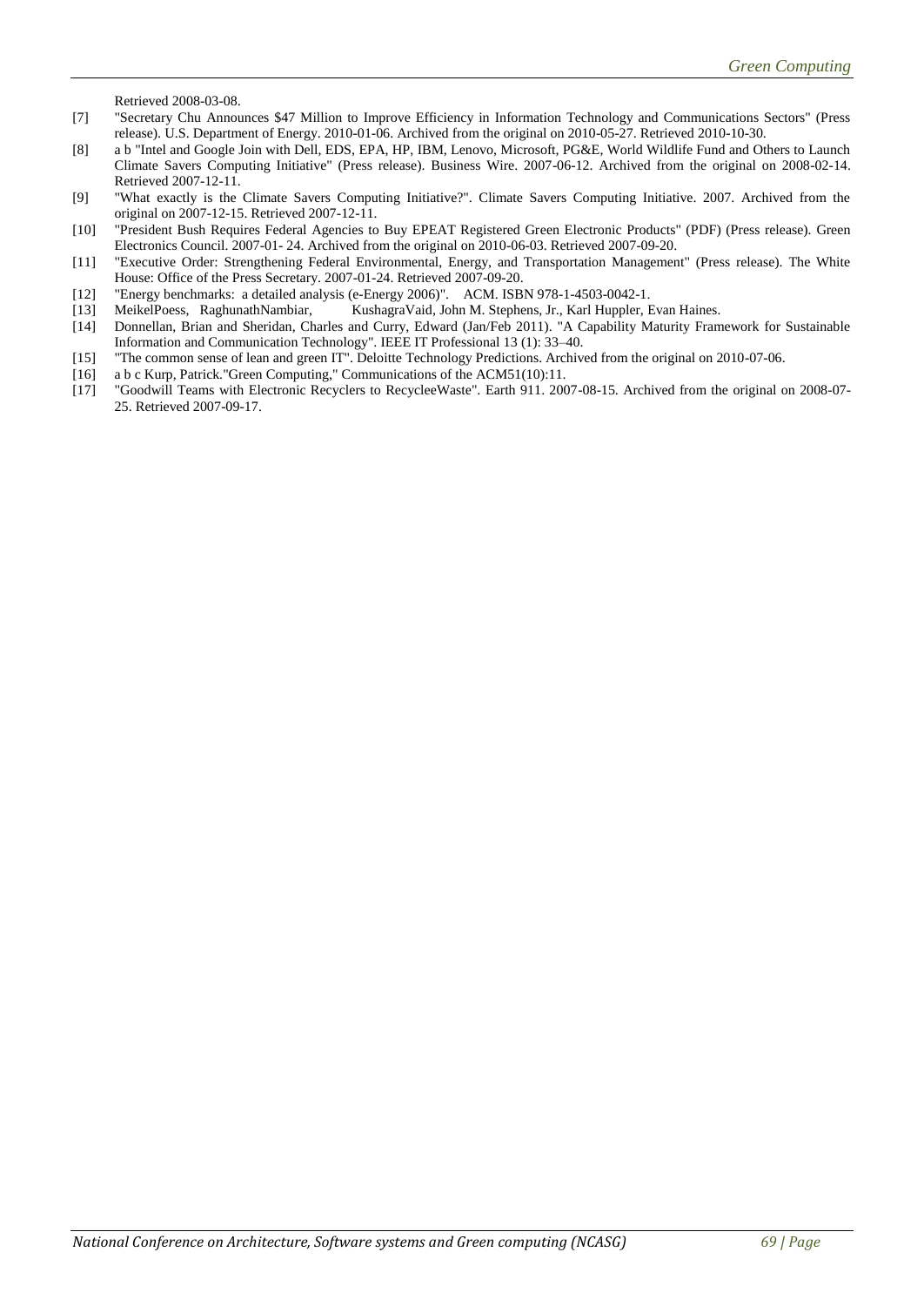Retrieved 2008-03-08.

[7] "Secretary Chu Announces $47 Million to Improve Efficiency in Information Technology and Communications Sectors" (Press release). U.S. Department of Energy. 2010-01-06. Archived from the original on 2010-05-27. Retrieved 2010-10-30.

[8] a b "Intel and Google Join with Dell, EDS, EPA, HP, IBM, Lenovo, Microsoft, PG&E, World Wildlife Fund and Others to Launch Climate Savers Computing Initiative" (Press release). Business Wire. 2007-06-12. Archived from the original on 2008-02-14. Retrieved 2007-12-11.

[9] "What exactly is the Climate Savers Computing Initiative?". Climate Savers Computing Initiative. 2007. Archived from the original on 2007-12-15. Retrieved 2007-12-11.

[10] "President Bush Requires Federal Agencies to Buy EPEAT Registered Green Electronic Products" (PDF) (Press release). Green Electronics Council. 2007-01- 24. Archived from the original on 2010-06-03. Retrieved 2007-09-20.

[11] "Executive Order: Strengthening Federal Environmental, Energy, and Transportation Management" (Press release). The White House: Office of the Press Secretary. 2007-01-24. Retrieved 2007-09-20.

[12] "Energy benchmarks: a detailed analysis (e-Energy 2006)". ACM. ISBN 978-1-4503-0042-1.

[13] MeikelPoess, RaghunathNambiar, KushagraVaid, John M. Stephens, Jr., Karl Huppler, Evan Haines.

[14] Donnellan, Brian and Sheridan, Charles and Curry, Edward (Jan/Feb 2011). "A Capability Maturity Framework for Sustainable Information and Communication Technology". IEEE IT Professional 13 (1): 33–40.

[15] "The common sense of lean and green IT". Deloitte Technology Predictions. Archived from the original on 2010-07-06.

[16] a b c Kurp, Patrick."Green Computing," Communications of the ACM51(10):11.

[17] "Goodwill Teams with Electronic Recyclers to RecycleeWaste". Earth 911. 2007-08-15. Archived from the original on 2008-07-25. Retrieved 2007-09-17.